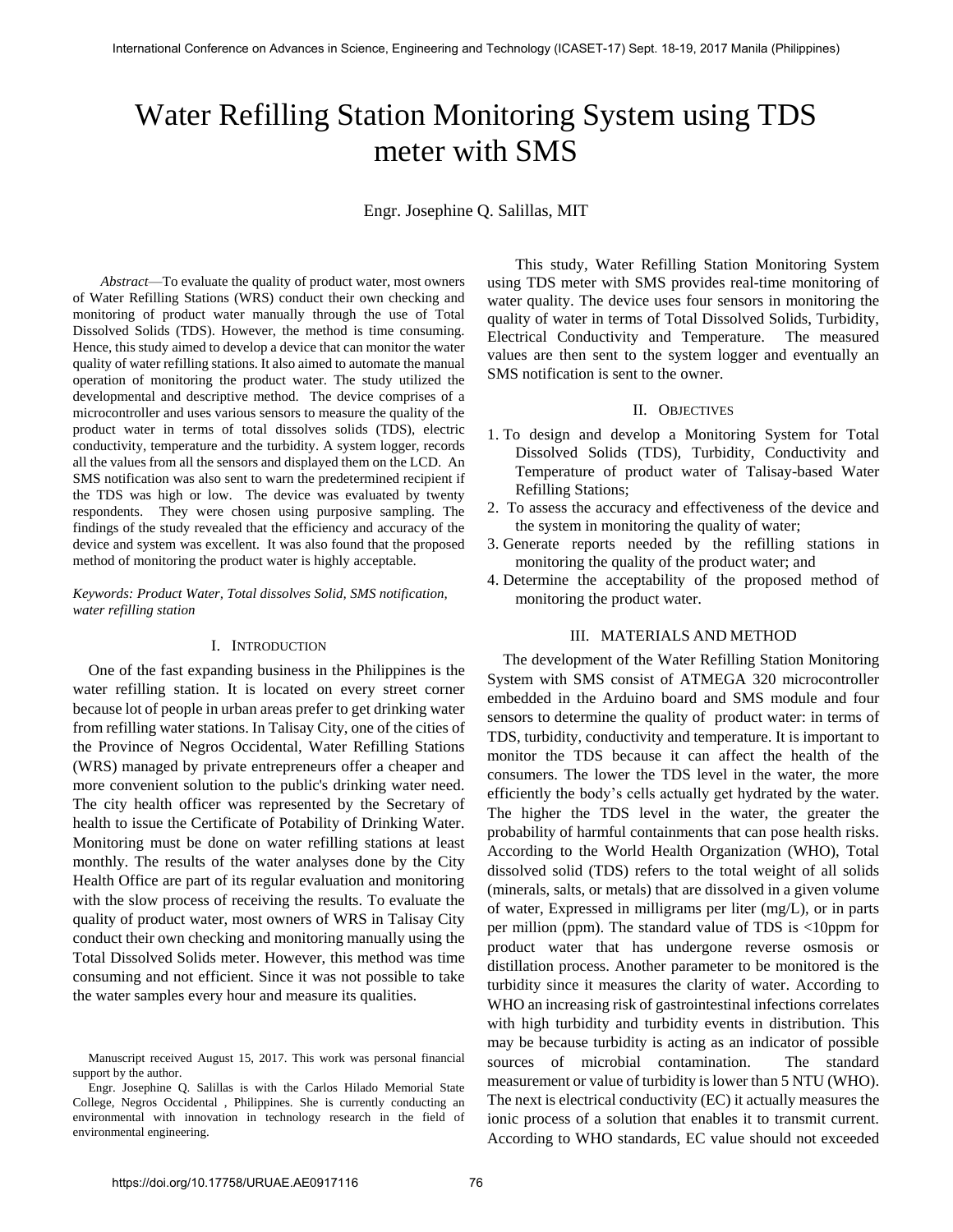# Water Refilling Station Monitoring System using TDS meter with SMS

Engr. Josephine Q. Salillas, MIT

*Abstract*—To evaluate the quality of product water, most owners of Water Refilling Stations (WRS) conduct their own checking and monitoring of product water manually through the use of Total Dissolved Solids (TDS). However, the method is time consuming. Hence, this study aimed to develop a device that can monitor the water quality of water refilling stations. It also aimed to automate the manual operation of monitoring the product water. The study utilized the developmental and descriptive method. The device comprises of a microcontroller and uses various sensors to measure the quality of the product water in terms of total dissolves solids (TDS), electric conductivity, temperature and the turbidity. A system logger, records all the values from all the sensors and displayed them on the LCD. An SMS notification was also sent to warn the predetermined recipient if the TDS was high or low. The device was evaluated by twenty respondents. They were chosen using purposive sampling. The findings of the study revealed that the efficiency and accuracy of the device and system was excellent. It was also found that the proposed method of monitoring the product water is highly acceptable.

*Keywords: Product Water, Total dissolves Solid, SMS notification, water refilling station*

## I. Introduction

One of the fast expanding business in the Philippines is the water refilling station. It is located on every street corner because lot of people in urban areas prefer to get drinking water from refilling water stations. In Talisay City, one of the cities of the Province of Negros Occidental, Water Refilling Stations (WRS) managed by private entrepreneurs offer a cheaper and more convenient solution to the public's drinking water need. The city health officer was represented by the Secretary of health to issue the Certificate of Potability of Drinking Water. Monitoring must be done on water refilling stations at least monthly. The results of the water analyses done by the City Health Office are part of its regular evaluation and monitoring with the slow process of receiving the results. To evaluate the quality of product water, most owners of WRS in Talisay City conduct their own checking and monitoring manually using the Total Dissolved Solids meter. However, this method was time consuming and not efficient. Since it was not possible to take the water samples every hour and measure its qualities.

Manuscript received August 15, 2017. This work was personal financial support by the author.

Engr. Josephine Q. Salillas is with the Carlos Hilado Memorial State College, Negros Occidental , Philippines. She is currently conducting an environmental with innovation in technology research in the field of environmental engineering.

This study, Water Refilling Station Monitoring System using TDS meter with SMS provides real-time monitoring of water quality. The device uses four sensors in monitoring the quality of water in terms of Total Dissolved Solids, Turbidity, Electrical Conductivity and Temperature. The measured values are then sent to the system logger and eventually an SMS notification is sent to the owner.

## II. Objectives

1. To design and develop a Monitoring System for Total Dissolved Solids (TDS), Turbidity, Conductivity and Temperature of product water of Talisay-based Water Refilling Stations;
2. To assess the accuracy and effectiveness of the device and the system in monitoring the quality of water;
3. Generate reports needed by the refilling stations in monitoring the quality of the product water; and
4. Determine the acceptability of the proposed method of monitoring the product water.

## III. Materials and Method

The development of the Water Refilling Station Monitoring System with SMS consist of ATMEGA 320 microcontroller embedded in the Arduino board and SMS module and four sensors to determine the quality of product water: in terms of TDS, turbidity, conductivity and temperature. It is important to monitor the TDS because it can affect the health of the consumers. The lower the TDS level in the water, the more efficiently the body's cells actually get hydrated by the water. The higher the TDS level in the water, the greater the probability of harmful containments that can pose health risks. According to the World Health Organization (WHO), Total dissolved solid (TDS) refers to the total weight of all solids (minerals, salts, or metals) that are dissolved in a given volume of water, Expressed in milligrams per liter (mg/L), or in parts per million (ppm). The standard value of TDS is <10ppm for product water that has undergone reverse osmosis or distillation process. Another parameter to be monitored is the turbidity since it measures the clarity of water. According to WHO an increasing risk of gastrointestinal infections correlates with high turbidity and turbidity events in distribution. This may be because turbidity is acting as an indicator of possible sources of microbial contamination. The standard measurement or value of turbidity is lower than 5 NTU (WHO). The next is electrical conductivity (EC) it actually measures the ionic process of a solution that enables it to transmit current. According to WHO standards, EC value should not exceeded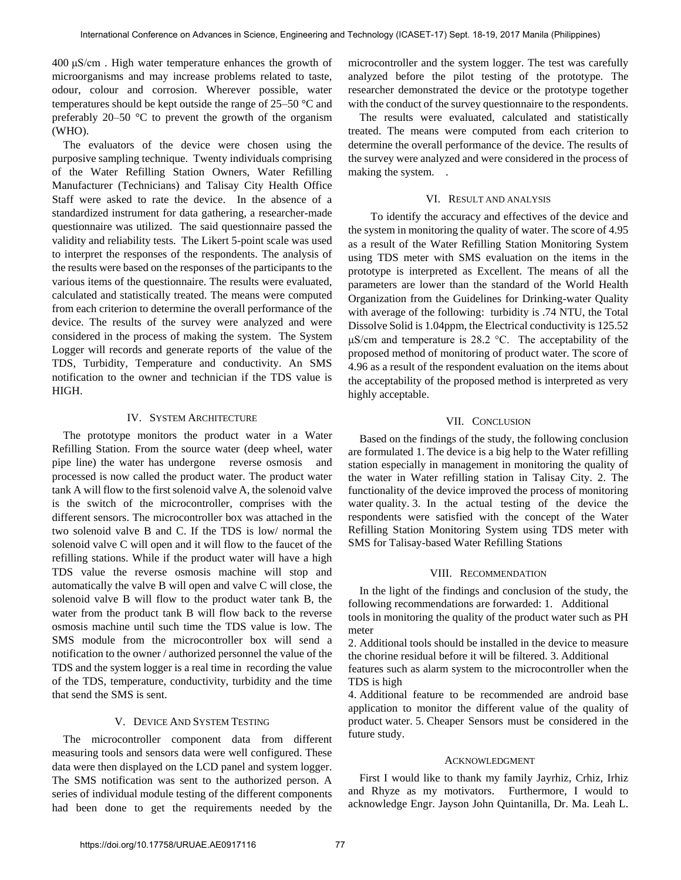400 μS/cm . High water temperature enhances the growth of microorganisms and may increase problems related to taste, odour, colour and corrosion. Wherever possible, water temperatures should be kept outside the range of 25–50 °C and preferably 20–50 °C to prevent the growth of the organism (WHO).

The evaluators of the device were chosen using the purposive sampling technique. Twenty individuals comprising of the Water Refilling Station Owners, Water Refilling Manufacturer (Technicians) and Talisay City Health Office Staff were asked to rate the device. In the absence of a standardized instrument for data gathering, a researcher-made questionnaire was utilized. The said questionnaire passed the validity and reliability tests. The Likert 5-point scale was used to interpret the responses of the respondents. The analysis of the results were based on the responses of the participants to the various items of the questionnaire. The results were evaluated, calculated and statistically treated. The means were computed from each criterion to determine the overall performance of the device. The results of the survey were analyzed and were considered in the process of making the system. The System Logger will records and generate reports of the value of the TDS, Turbidity, Temperature and conductivity. An SMS notification to the owner and technician if the TDS value is HIGH.

## IV. System Architecture

The prototype monitors the product water in a Water Refilling Station. From the source water (deep wheel, water pipe line) the water has undergone reverse osmosis and processed is now called the product water. The product water tank A will flow to the first solenoid valve A, the solenoid valve is the switch of the microcontroller, comprises with the different sensors. The microcontroller box was attached in the two solenoid valve B and C. If the TDS is low/ normal the solenoid valve C will open and it will flow to the faucet of the refilling stations. While if the product water will have a high TDS value the reverse osmosis machine will stop and automatically the valve B will open and valve C will close, the solenoid valve B will flow to the product water tank B, the water from the product tank B will flow back to the reverse osmosis machine until such time the TDS value is low. The SMS module from the microcontroller box will send a notification to the owner / authorized personnel the value of the TDS and the system logger is a real time in recording the value of the TDS, temperature, conductivity, turbidity and the time that send the SMS is sent.

## V. Device And System Testing

The microcontroller component data from different measuring tools and sensors data were well configured. These data were then displayed on the LCD panel and system logger. The SMS notification was sent to the authorized person. A series of individual module testing of the different components had been done to get the requirements needed by the microcontroller and the system logger. The test was carefully analyzed before the pilot testing of the prototype. The researcher demonstrated the device or the prototype together with the conduct of the survey questionnaire to the respondents.

The results were evaluated, calculated and statistically treated. The means were computed from each criterion to determine the overall performance of the device. The results of the survey were analyzed and were considered in the process of making the system. .

## VI. Result and analysis

To identify the accuracy and effectives of the device and the system in monitoring the quality of water. The score of 4.95 as a result of the Water Refilling Station Monitoring System using TDS meter with SMS evaluation on the items in the prototype is interpreted as Excellent. The means of all the parameters are lower than the standard of the World Health Organization from the Guidelines for Drinking-water Quality with average of the following: turbidity is .74 NTU, the Total Dissolve Solid is 1.04ppm, the Electrical conductivity is 125.52 μS/cm and temperature is 28.2 °C. The acceptability of the proposed method of monitoring of product water. The score of 4.96 as a result of the respondent evaluation on the items about the acceptability of the proposed method is interpreted as very highly acceptable.

## VII. Conclusion

Based on the findings of the study, the following conclusion are formulated 1. The device is a big help to the Water refilling station especially in management in monitoring the quality of the water in Water refilling station in Talisay City. 2. The functionality of the device improved the process of monitoring water quality. 3. In the actual testing of the device the respondents were satisfied with the concept of the Water Refilling Station Monitoring System using TDS meter with SMS for Talisay-based Water Refilling Stations

## VIII. Recommendation

In the light of the findings and conclusion of the study, the following recommendations are forwarded: 1. Additional tools in monitoring the quality of the product water such as PH meter

2. Additional tools should be installed in the device to measure the chorine residual before it will be filtered. 3. Additional features such as alarm system to the microcontroller when the TDS is high

4. Additional feature to be recommended are android base application to monitor the different value of the quality of product water. 5. Cheaper Sensors must be considered in the future study.

## Acknowledgment

First I would like to thank my family Jayrhiz, Crhiz, Irhiz and Rhyze as my motivators. Furthermore, I would to acknowledge Engr. Jayson John Quintanilla, Dr. Ma. Leah L.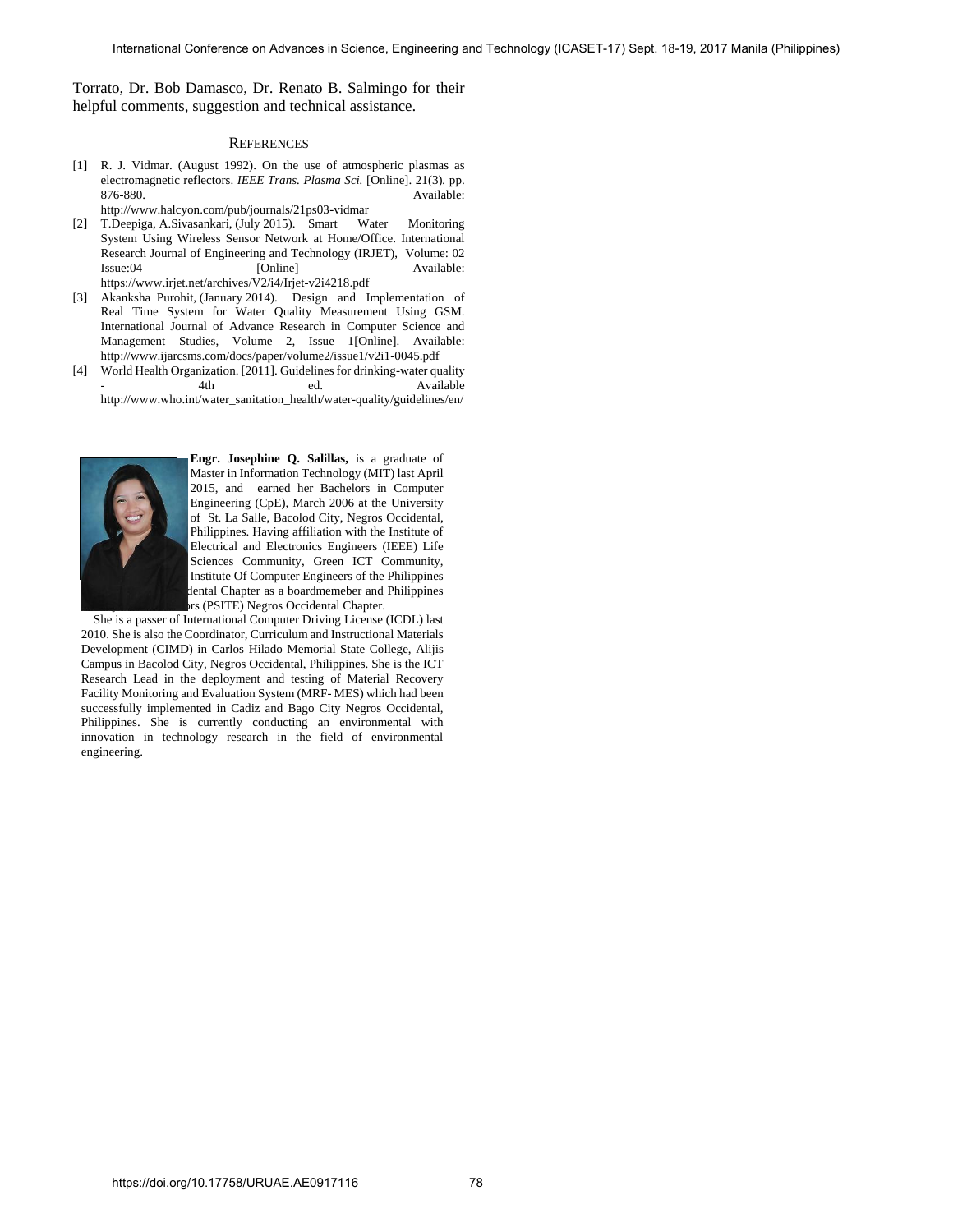Torrato, Dr. Bob Damasco, Dr. Renato B. Salmingo for their helpful comments, suggestion and technical assistance.

## References

[1] R. J. Vidmar. (August 1992). On the use of atmospheric plasmas as electromagnetic reflectors. *IEEE Trans. Plasma Sci.* [Online]. 21(3). pp. 876-880. Available: http://www.halcyon.com/pub/journals/21ps03-vidmar

[2] T.Deepiga, A.Sivasankari, (July 2015). Smart Water Monitoring System Using Wireless Sensor Network at Home/Office. International Research Journal of Engineering and Technology (IRJET), Volume: 02 Issue:04 [Online] Available: https://www.irjet.net/archives/V2/i4/Irjet-v2i4218.pdf

[3] Akanksha Purohit, (January 2014). Design and Implementation of Real Time System for Water Quality Measurement Using GSM. International Journal of Advance Research in Computer Science and Management Studies, Volume 2, Issue 1[Online]. Available: http://www.ijarcsms.com/docs/paper/volume2/issue1/v2i1-0045.pdf

[4] World Health Organization. [2011]. Guidelines for drinking-water quality - 4th ed. Available http://www.who.int/water_sanitation_health/water-quality/guidelines/en/

**Engr. Josephine Q. Salillas,** is a graduate of Master in Information Technology (MIT) last April 2015, and earned her Bachelors in Computer Engineering (CpE), March 2006 at the University of St. La Salle, Bacolod City, Negros Occidental, Philippines. Having affiliation with the Institute of Electrical and Electronics Engineers (IEEE) Life Sciences Community, Green ICT Community, Institute Of Computer Engineers of the Philippines ...dental Chapter as a boardmemeber and Philippines ...rs (PSITE) Negros Occidental Chapter.

She is a passer of International Computer Driving License (ICDL) last 2010. She is also the Coordinator, Curriculum and Instructional Materials Development (CIMD) in Carlos Hilado Memorial State College, Alijis Campus in Bacolod City, Negros Occidental, Philippines. She is the ICT Research Lead in the deployment and testing of Material Recovery Facility Monitoring and Evaluation System (MRF- MES) which had been successfully implemented in Cadiz and Bago City Negros Occidental, Philippines. She is currently conducting an environmental with innovation in technology research in the field of environmental engineering.